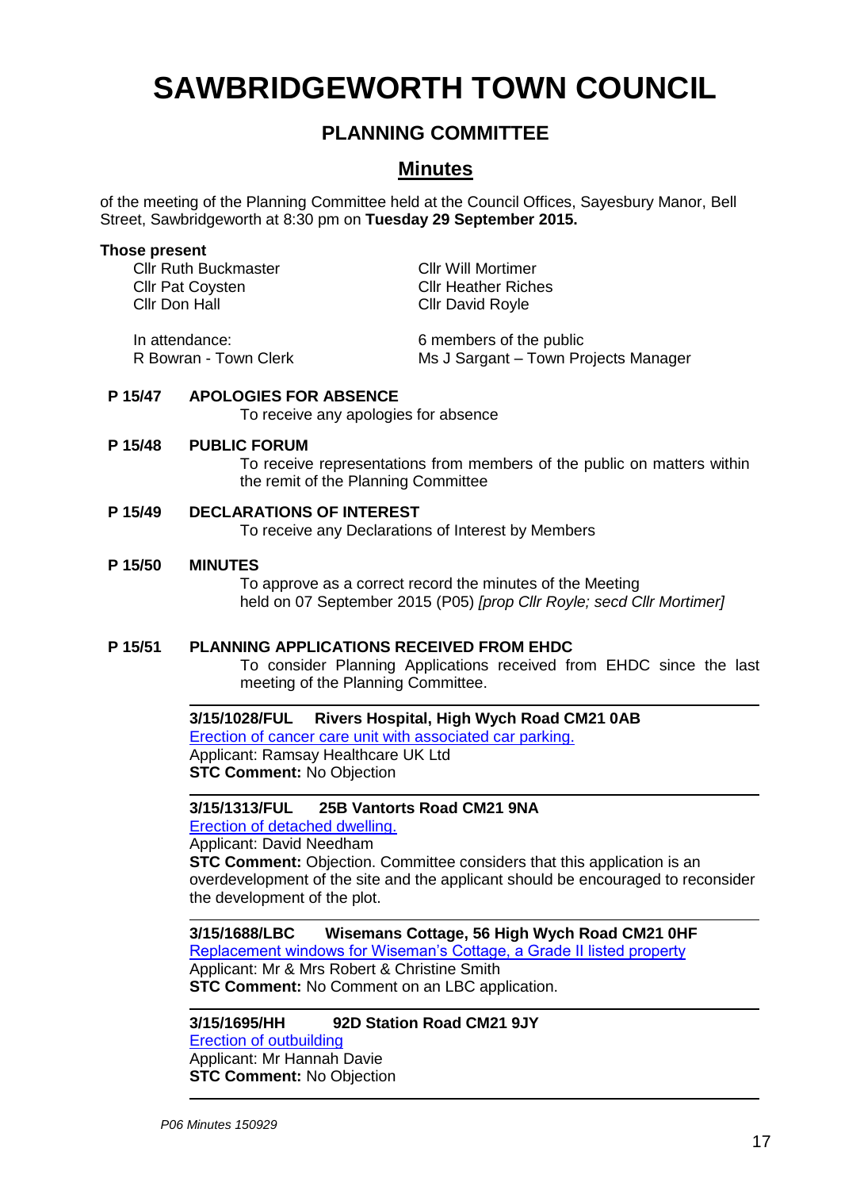# SAWBRIDGEWORTH TOWN COUNCIL

## PLANNING COMMITTEE

## Minutes

of the meeting of the Planning Committee held at the Council Offices, Sayesbury Manor, Bell Street, Sawbridgeworth at 8:30 pm on **Tuesday 29 September 2015.**

**Those present**

Cllr Ruth Buckmaster
Cllr Pat Coysten
Cllr Don Hall
Cllr Will Mortimer
Cllr Heather Riches
Cllr David Royle

In attendance:
R Bowran - Town Clerk
6 members of the public
Ms J Sargant – Town Projects Manager

**P 15/47 APOLOGIES FOR ABSENCE**

To receive any apologies for absence

**P 15/48 PUBLIC FORUM**

To receive representations from members of the public on matters within the remit of the Planning Committee

**P 15/49 DECLARATIONS OF INTEREST**

To receive any Declarations of Interest by Members

**P 15/50 MINUTES**

To approve as a correct record the minutes of the Meeting held on 07 September 2015 (P05) *[prop Cllr Royle; secd Cllr Mortimer]*

**P 15/51 PLANNING APPLICATIONS RECEIVED FROM EHDC**

To consider Planning Applications received from EHDC since the last meeting of the Planning Committee.

---

**3/15/1028/FUL Rivers Hospital, High Wych Road CM21 0AB**
Erection of cancer care unit with associated car parking.
Applicant: Ramsay Healthcare UK Ltd
**STC Comment:** No Objection

---

**3/15/1313/FUL 25B Vantorts Road CM21 9NA**
Erection of detached dwelling.
Applicant: David Needham
**STC Comment:** Objection. Committee considers that this application is an overdevelopment of the site and the applicant should be encouraged to reconsider the development of the plot.

---

**3/15/1688/LBC Wisemans Cottage, 56 High Wych Road CM21 0HF**
Replacement windows for Wiseman's Cottage, a Grade II listed property
Applicant: Mr & Mrs Robert & Christine Smith
**STC Comment:** No Comment on an LBC application.

---

**3/15/1695/HH 92D Station Road CM21 9JY**
Erection of outbuilding
Applicant: Mr Hannah Davie
**STC Comment:** No Objection

---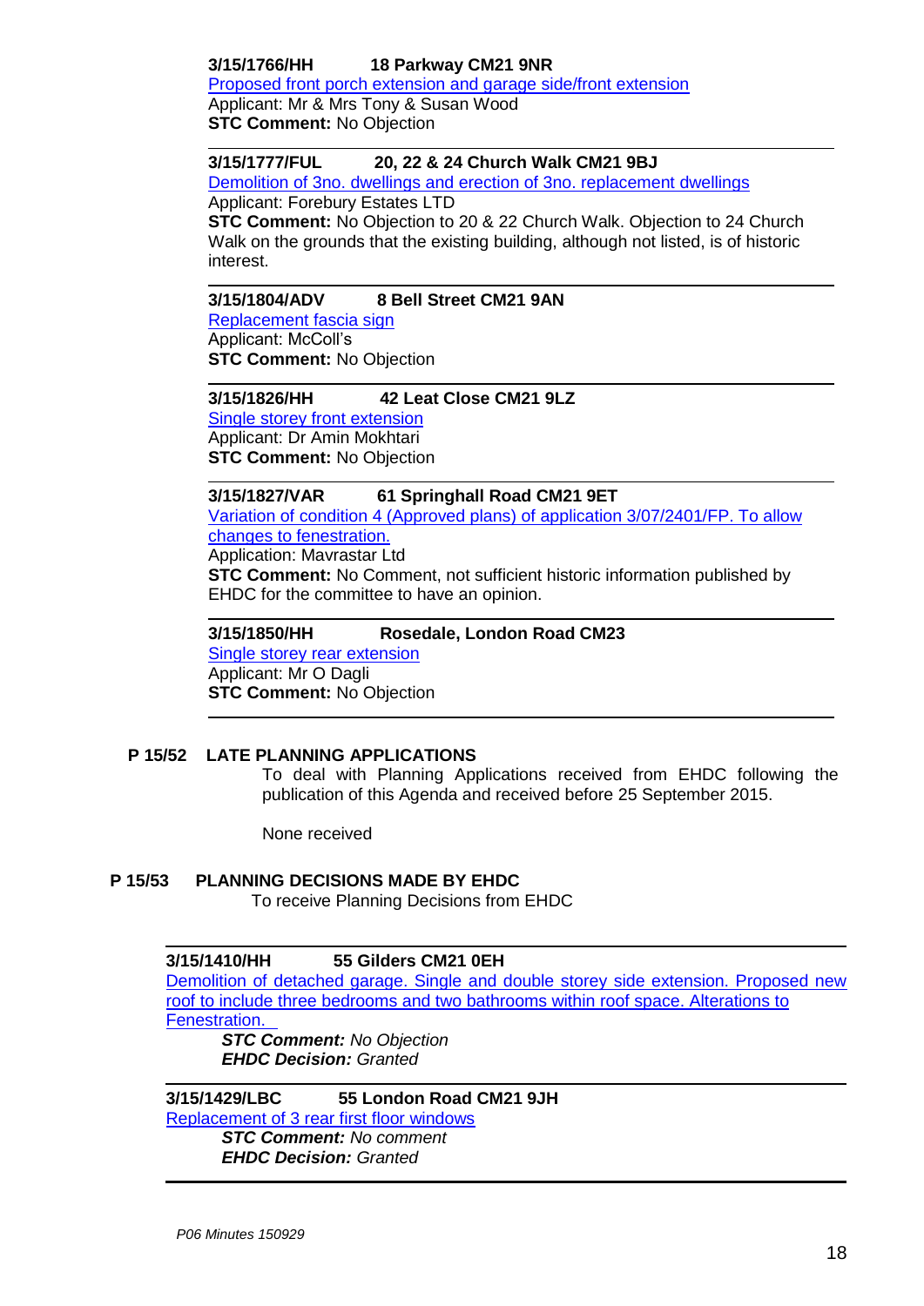**3/15/1766/HH 18 Parkway CM21 9NR**

Proposed front porch extension and garage side/front extension

Applicant: Mr & Mrs Tony & Susan Wood

**STC Comment:** No Objection

---

**3/15/1777/FUL 20, 22 & 24 Church Walk CM21 9BJ**

Demolition of 3no. dwellings and erection of 3no. replacement dwellings

Applicant: Forebury Estates LTD

**STC Comment:** No Objection to 20 & 22 Church Walk. Objection to 24 Church Walk on the grounds that the existing building, although not listed, is of historic interest.

---

**3/15/1804/ADV 8 Bell Street CM21 9AN**

Replacement fascia sign

Applicant: McColl's

**STC Comment:** No Objection

---

**3/15/1826/HH 42 Leat Close CM21 9LZ**

Single storey front extension

Applicant: Dr Amin Mokhtari

**STC Comment:** No Objection

---

**3/15/1827/VAR 61 Springhall Road CM21 9ET**

Variation of condition 4 (Approved plans) of application 3/07/2401/FP. To allow changes to fenestration.

Application: Mavrastar Ltd

**STC Comment:** No Comment, not sufficient historic information published by EHDC for the committee to have an opinion.

---

**3/15/1850/HH Rosedale, London Road CM23**

Single storey rear extension

Applicant: Mr O Dagli

**STC Comment:** No Objection

---

## P 15/52 LATE PLANNING APPLICATIONS

To deal with Planning Applications received from EHDC following the publication of this Agenda and received before 25 September 2015.

None received

## P 15/53 PLANNING DECISIONS MADE BY EHDC

To receive Planning Decisions from EHDC

---

**3/15/1410/HH 55 Gilders CM21 0EH**

Demolition of detached garage. Single and double storey side extension. Proposed new roof to include three bedrooms and two bathrooms within roof space. Alterations to Fenestration.

***STC Comment:*** *No Objection*
***EHDC Decision:*** *Granted*

---

**3/15/1429/LBC 55 London Road CM21 9JH**

Replacement of 3 rear first floor windows

***STC Comment:*** *No comment*
***EHDC Decision:*** *Granted*

---

*P06 Minutes 150929*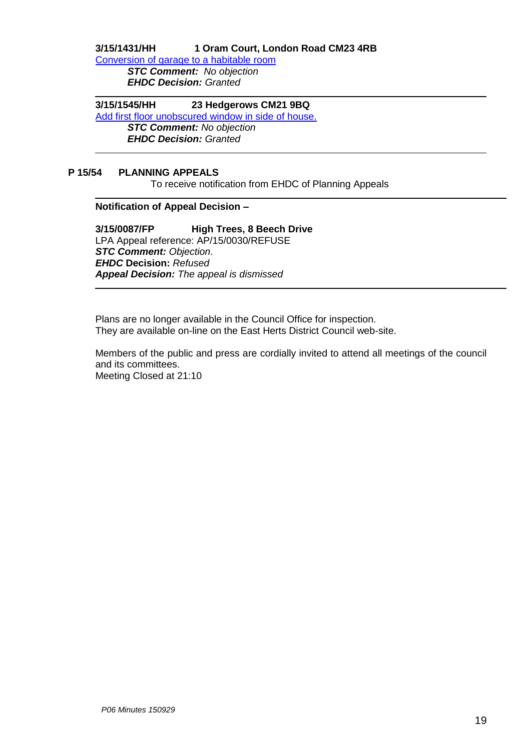**3/15/1431/HH 1 Oram Court, London Road CM23 4RB**

Conversion of garage to a habitable room

***STC Comment:*** *No objection*

***EHDC Decision:*** *Granted*

---

**3/15/1545/HH 23 Hedgerows CM21 9BQ**

Add first floor unobscured window in side of house.

***STC Comment:*** *No objection*

***EHDC Decision:*** *Granted*

---

**P 15/54 PLANNING APPEALS**

To receive notification from EHDC of Planning Appeals

---

**Notification of Appeal Decision –**

**3/15/0087/FP High Trees, 8 Beech Drive**

LPA Appeal reference: AP/15/0030/REFUSE

***STC Comment:*** *Objection*.

***EHDC* Decision:** *Refused*

***Appeal Decision:*** *The appeal is dismissed*

---

Plans are no longer available in the Council Office for inspection.
They are available on-line on the East Herts District Council web-site.

Members of the public and press are cordially invited to attend all meetings of the council and its committees.
Meeting Closed at 21:10